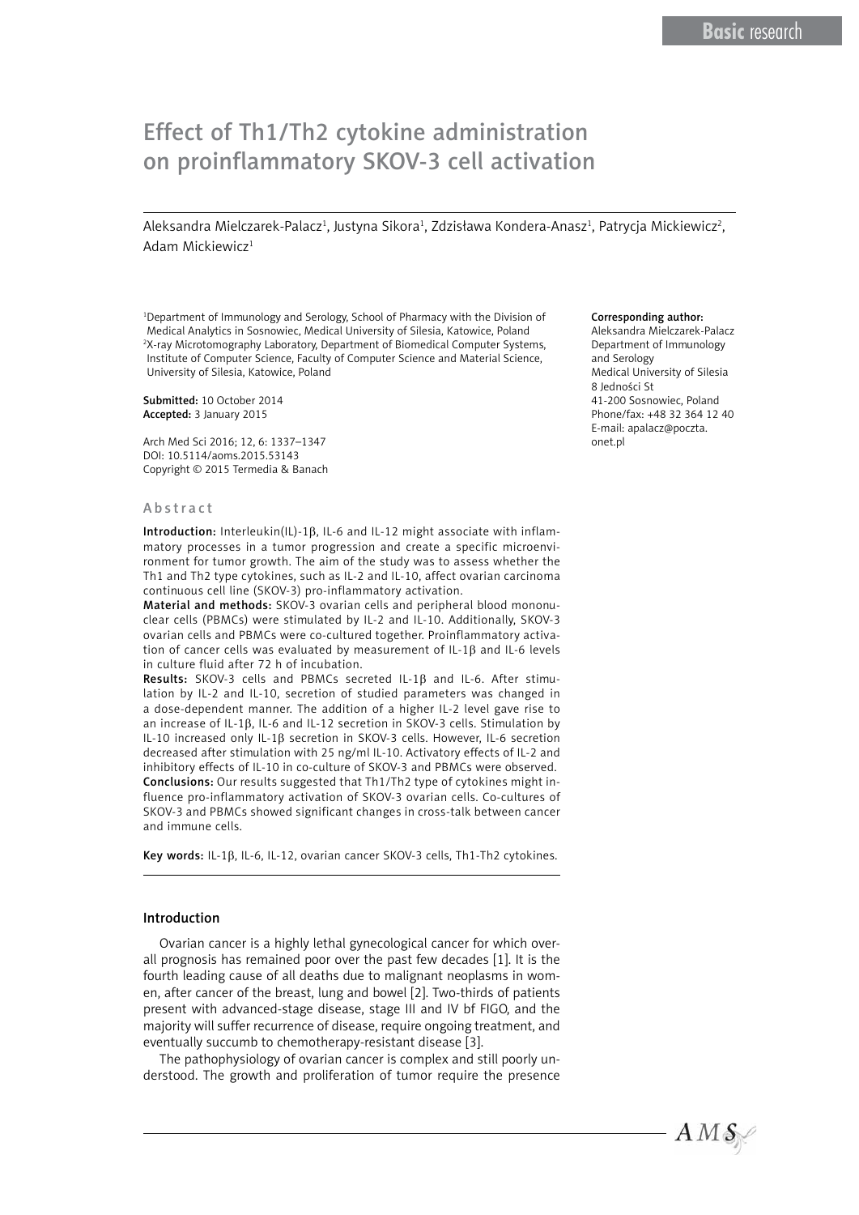# Effect of Th1/Th2 cytokine administration on proinflammatory SKOV-3 cell activation

Aleksandra Mielczarek-Palacz[1], Justyna Sikora[1], Zdzisława Kondera-Anasz[1], Patrycja Mickiewicz[2], Adam Mickiewicz[1]

[1]Department of Immunology and Serology, School of Pharmacy with the Division of Medical Analytics in Sosnowiec, Medical University of Silesia, Katowice, Poland
[2]X-ray Microtomography Laboratory, Department of Biomedical Computer Systems, Institute of Computer Science, Faculty of Computer Science and Material Science, University of Silesia, Katowice, Poland

**Submitted:** 10 October 2014
**Accepted:** 3 January 2015

Arch Med Sci 2016; 12, 6: 1337–1347
DOI: 10.5114/aoms.2015.53143
Copyright © 2015 Termedia & Banach

**Corresponding author:**
Aleksandra Mielczarek-Palacz
Department of Immunology and Serology
Medical University of Silesia
8 Jedności St
41-200 Sosnowiec, Poland
Phone/fax: +48 32 364 12 40
E-mail: apalacz@poczta.onet.pl

## Abstract

**Introduction:** Interleukin(IL)-1β, IL-6 and IL-12 might associate with inflammatory processes in a tumor progression and create a specific microenvironment for tumor growth. The aim of the study was to assess whether the Th1 and Th2 type cytokines, such as IL-2 and IL-10, affect ovarian carcinoma continuous cell line (SKOV-3) pro-inflammatory activation.

**Material and methods:** SKOV-3 ovarian cells and peripheral blood mononuclear cells (PBMCs) were stimulated by IL-2 and IL-10. Additionally, SKOV-3 ovarian cells and PBMCs were co-cultured together. Proinflammatory activation of cancer cells was evaluated by measurement of IL-1β and IL-6 levels in culture fluid after 72 h of incubation.

**Results:** SKOV-3 cells and PBMCs secreted IL-1β and IL-6. After stimulation by IL-2 and IL-10, secretion of studied parameters was changed in a dose-dependent manner. The addition of a higher IL-2 level gave rise to an increase of IL-1β, IL-6 and IL-12 secretion in SKOV-3 cells. Stimulation by IL-10 increased only IL-1β secretion in SKOV-3 cells. However, IL-6 secretion decreased after stimulation with 25 ng/ml IL-10. Activatory effects of IL-2 and inhibitory effects of IL-10 in co-culture of SKOV-3 and PBMCs were observed.

**Conclusions:** Our results suggested that Th1/Th2 type of cytokines might influence pro-inflammatory activation of SKOV-3 ovarian cells. Co-cultures of SKOV-3 and PBMCs showed significant changes in cross-talk between cancer and immune cells.

**Key words:** IL-1β, IL-6, IL-12, ovarian cancer SKOV-3 cells, Th1-Th2 cytokines.

## Introduction

Ovarian cancer is a highly lethal gynecological cancer for which overall prognosis has remained poor over the past few decades [1]. It is the fourth leading cause of all deaths due to malignant neoplasms in women, after cancer of the breast, lung and bowel [2]. Two-thirds of patients present with advanced-stage disease, stage III and IV bf FIGO, and the majority will suffer recurrence of disease, require ongoing treatment, and eventually succumb to chemotherapy-resistant disease [3].

The pathophysiology of ovarian cancer is complex and still poorly understood. The growth and proliferation of tumor require the presence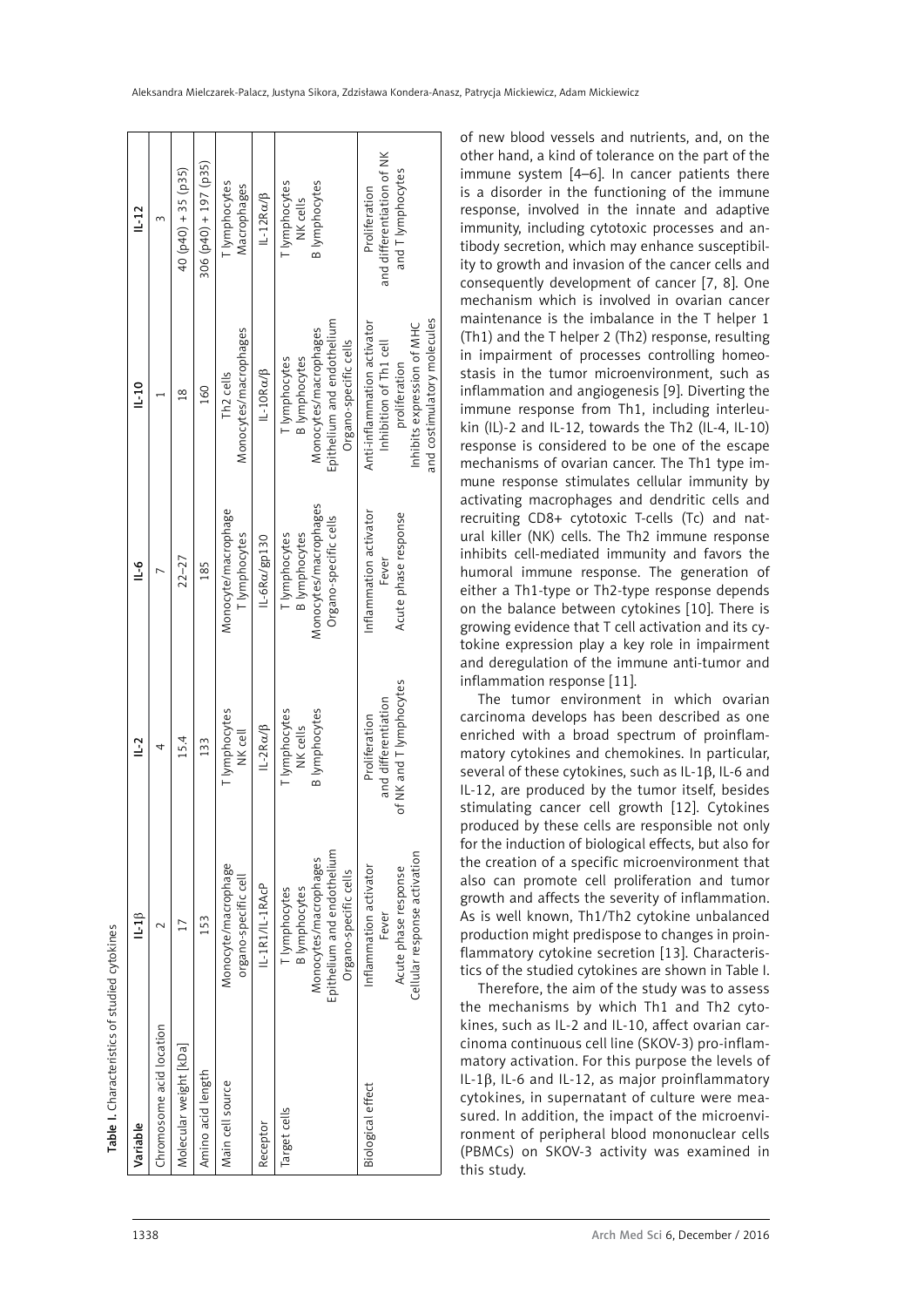Table I. Characteristics of studied cytokines

| Variable | IL-1β | IL-2 | IL-6 | IL-10 | IL-12 |
|---|---|---|---|---|---|
| Chromosome acid location | 2 | 4 | 7 | 1 | 3 |
| Molecular weight [kDa] | 17 | 15.4 | 22–27 | 18 | 40 (p40) + 35 (p35) |
| Amino acid length | 153 | 133 | 185 | 160 | 306 (p40) + 197 (p35) |
| Main cell source | Monocyte/macrophage<br>organo-specific cell | T lymphocytes<br>NK cell | Monocyte/macrophage<br>T lymphocytes | Th2 cells<br>Monocytes/macrophages | T lymphocytes<br>Macrophages |
| Receptor | IL-1R1/IL-1RAcP | IL-2Rα/β | IL-6Rα/gp130 | IL-10Rα/β | IL-12Rα/β |
| Target cells | T lymphocytes<br>B lymphocytes<br>Monocytes/macrophages<br>Epithelium and endothelium<br>Organo-specific cells | T lymphocytes<br>NK cells<br>B lymphocytes | T lymphocytes<br>B lymphocytes<br>Monocytes/macrophages<br>Organo-specific cells | T lymphocytes<br>B lymphocytes<br>Monocytes/macrophages<br>Epithelium and endothelium<br>Organo-specific cells | T lymphocytes<br>NK cells<br>B lymphocytes |
| Biological effect | Inflammation activator<br>Fever<br>Acute phase response<br>Cellular response activation | Proliferation<br>and differentiation<br>of NK and T lymphocytes | Inflammation activator<br>Fever<br>Acute phase response | Anti-inflammation activator<br>Inhibition of Th1 cell<br>proliferation<br>Inhibits expression of MHC<br>and costimulatory molecules | Proliferation<br>and differentiation of NK<br>and T lymphocytes |

of new blood vessels and nutrients, and, on the other hand, a kind of tolerance on the part of the immune system [4–6]. In cancer patients there is a disorder in the functioning of the immune response, involved in the innate and adaptive immunity, including cytotoxic processes and antibody secretion, which may enhance susceptibility to growth and invasion of the cancer cells and consequently development of cancer [7, 8]. One mechanism which is involved in ovarian cancer maintenance is the imbalance in the T helper 1 (Th1) and the T helper 2 (Th2) response, resulting in impairment of processes controlling homeostasis in the tumor microenvironment, such as inflammation and angiogenesis [9]. Diverting the immune response from Th1, including interleukin (IL)-2 and IL-12, towards the Th2 (IL-4, IL-10) response is considered to be one of the escape mechanisms of ovarian cancer. The Th1 type immune response stimulates cellular immunity by activating macrophages and dendritic cells and recruiting CD8+ cytotoxic T-cells (Tc) and natural killer (NK) cells. The Th2 immune response inhibits cell-mediated immunity and favors the humoral immune response. The generation of either a Th1-type or Th2-type response depends on the balance between cytokines [10]. There is growing evidence that T cell activation and its cytokine expression play a key role in impairment and deregulation of the immune anti-tumor and inflammation response [11].

The tumor environment in which ovarian carcinoma develops has been described as one enriched with a broad spectrum of proinflammatory cytokines and chemokines. In particular, several of these cytokines, such as IL-1β, IL-6 and IL-12, are produced by the tumor itself, besides stimulating cancer cell growth [12]. Cytokines produced by these cells are responsible not only for the induction of biological effects, but also for the creation of a specific microenvironment that also can promote cell proliferation and tumor growth and affects the severity of inflammation. As is well known, Th1/Th2 cytokine unbalanced production might predispose to changes in proinflammatory cytokine secretion [13]. Characteristics of the studied cytokines are shown in Table I.

Therefore, the aim of the study was to assess the mechanisms by which Th1 and Th2 cytokines, such as IL-2 and IL-10, affect ovarian carcinoma continuous cell line (SKOV-3) pro-inflammatory activation. For this purpose the levels of IL-1β, IL-6 and IL-12, as major proinflammatory cytokines, in supernatant of culture were measured. In addition, the impact of the microenvironment of peripheral blood mononuclear cells (PBMCs) on SKOV-3 activity was examined in this study.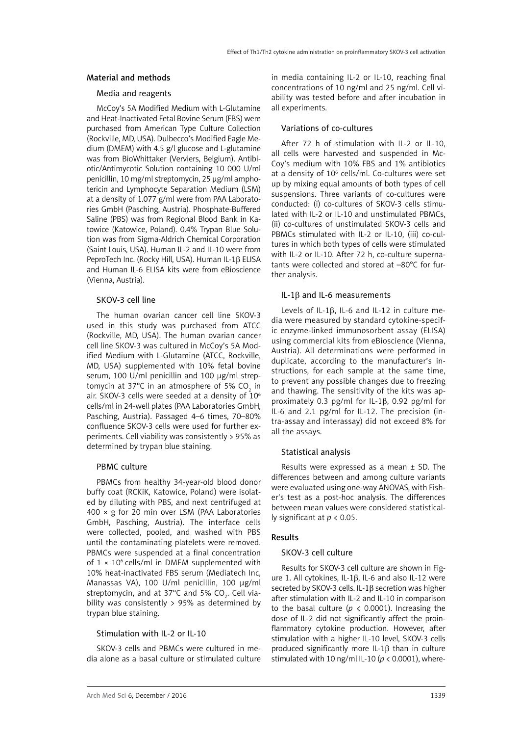## Material and methods

### Media and reagents

McCoy's 5A Modified Medium with L-Glutamine and Heat-Inactivated Fetal Bovine Serum (FBS) were purchased from American Type Culture Collection (Rockville, MD, USA). Dulbecco's Modified Eagle Medium (DMEM) with 4.5 g/l glucose and L-glutamine was from BioWhittaker (Verviers, Belgium). Antibiotic/Antimycotic Solution containing 10 000 U/ml penicillin, 10 mg/ml streptomycin, 25 µg/ml amphotericin and Lymphocyte Separation Medium (LSM) at a density of 1.077 g/ml were from PAA Laboratories GmbH (Pasching, Austria). Phosphate-Buffered Saline (PBS) was from Regional Blood Bank in Katowice (Katowice, Poland). 0.4% Trypan Blue Solution was from Sigma-Aldrich Chemical Corporation (Saint Louis, USA). Human IL-2 and IL-10 were from PeproTech Inc. (Rocky Hill, USA). Human IL-1β ELISA and Human IL-6 ELISA kits were from eBioscience (Vienna, Austria).

### SKOV-3 cell line

The human ovarian cancer cell line SKOV-3 used in this study was purchased from ATCC (Rockville, MD, USA). The human ovarian cancer cell line SKOV-3 was cultured in McCoy's 5A Modified Medium with L-Glutamine (ATCC, Rockville, MD, USA) supplemented with 10% fetal bovine serum, 100 U/ml penicillin and 100 µg/ml streptomycin at 37°C in an atmosphere of 5% $CO_2$ in air. SKOV-3 cells were seeded at a density of $10^6$ cells/ml in 24-well plates (PAA Laboratories GmbH, Pasching, Austria). Passaged 4–6 times, 70–80% confluence SKOV-3 cells were used for further experiments. Cell viability was consistently > 95% as determined by trypan blue staining.

### PBMC culture

PBMCs from healthy 34-year-old blood donor buffy coat (RCKiK, Katowice, Poland) were isolated by diluting with PBS, and next centrifuged at 400 × g for 20 min over LSM (PAA Laboratories GmbH, Pasching, Austria). The interface cells were collected, pooled, and washed with PBS until the contaminating platelets were removed. PBMCs were suspended at a final concentration of $1 \times 10^6$ cells/ml in DMEM supplemented with 10% heat-inactivated FBS serum (Mediatech Inc, Manassas VA), 100 U/ml penicillin, 100 µg/ml streptomycin, and at 37°C and 5% $CO_2$. Cell viability was consistently > 95% as determined by trypan blue staining.

### Stimulation with IL-2 or IL-10

SKOV-3 cells and PBMCs were cultured in media alone as a basal culture or stimulated culture in media containing IL-2 or IL-10, reaching final concentrations of 10 ng/ml and 25 ng/ml. Cell viability was tested before and after incubation in all experiments.

### Variations of co-cultures

After 72 h of stimulation with IL-2 or IL-10, all cells were harvested and suspended in McCoy's medium with 10% FBS and 1% antibiotics at a density of $10^6$ cells/ml. Co-cultures were set up by mixing equal amounts of both types of cell suspensions. Three variants of co-cultures were conducted: (i) co-cultures of SKOV-3 cells stimulated with IL-2 or IL-10 and unstimulated PBMCs, (ii) co-cultures of unstimulated SKOV-3 cells and PBMCs stimulated with IL-2 or IL-10, (iii) co-cultures in which both types of cells were stimulated with IL-2 or IL-10. After 72 h, co-culture supernatants were collected and stored at –80°C for further analysis.

### IL-1β and IL-6 measurements

Levels of IL-1β, IL-6 and IL-12 in culture media were measured by standard cytokine-specific enzyme-linked immunosorbent assay (ELISA) using commercial kits from eBioscience (Vienna, Austria). All determinations were performed in duplicate, according to the manufacturer's instructions, for each sample at the same time, to prevent any possible changes due to freezing and thawing. The sensitivity of the kits was approximately 0.3 pg/ml for IL-1β, 0.92 pg/ml for IL-6 and 2.1 pg/ml for IL-12. The precision (intra-assay and interassay) did not exceed 8% for all the assays.

### Statistical analysis

Results were expressed as a mean ± SD. The differences between and among culture variants were evaluated using one-way ANOVAS, with Fisher's test as a post-hoc analysis. The differences between mean values were considered statistically significant at $p < 0.05$.

## Results

### SKOV-3 cell culture

Results for SKOV-3 cell culture are shown in Figure 1. All cytokines, IL-1β, IL-6 and also IL-12 were secreted by SKOV-3 cells. IL-1β secretion was higher after stimulation with IL-2 and IL-10 in comparison to the basal culture ($p < 0.0001$). Increasing the dose of IL-2 did not significantly affect the proinflammatory cytokine production. However, after stimulation with a higher IL-10 level, SKOV-3 cells produced significantly more IL-1β than in culture stimulated with 10 ng/ml IL-10 ($p < 0.0001$), where-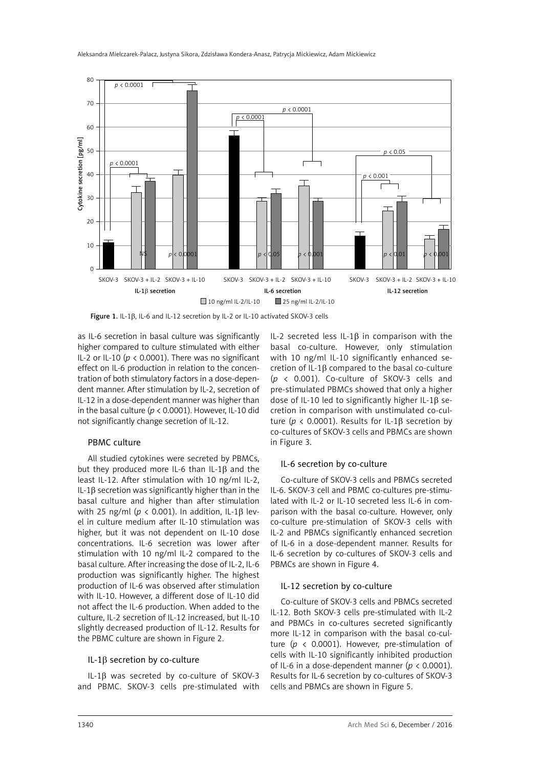Figure 1. IL-1β, IL-6 and IL-12 secretion by IL-2 or IL-10 activated SKOV-3 cells

as IL-6 secretion in basal culture was significantly higher compared to culture stimulated with either IL-2 or IL-10 ($p < 0.0001$). There was no significant effect on IL-6 production in relation to the concentration of both stimulatory factors in a dose-dependent manner. After stimulation by IL-2, secretion of IL-12 in a dose-dependent manner was higher than in the basal culture ($p < 0.0001$). However, IL-10 did not significantly change secretion of IL-12.

### PBMC culture

All studied cytokines were secreted by PBMCs, but they produced more IL-6 than IL-1β and the least IL-12. After stimulation with 10 ng/ml IL-2, IL-1β secretion was significantly higher than in the basal culture and higher than after stimulation with 25 ng/ml ($p < 0.001$). In addition, IL-1β level in culture medium after IL-10 stimulation was higher, but it was not dependent on IL-10 dose concentrations. IL-6 secretion was lower after stimulation with 10 ng/ml IL-2 compared to the basal culture. After increasing the dose of IL-2, IL-6 production was significantly higher. The highest production of IL-6 was observed after stimulation with IL-10. However, a different dose of IL-10 did not affect the IL-6 production. When added to the culture, IL-2 secretion of IL-12 increased, but IL-10 slightly decreased production of IL-12. Results for the PBMC culture are shown in Figure 2.

### IL-1β secretion by co-culture

IL-1β was secreted by co-culture of SKOV-3 and PBMC. SKOV-3 cells pre-stimulated with IL-2 secreted less IL-1β in comparison with the basal co-culture. However, only stimulation with 10 ng/ml IL-10 significantly enhanced secretion of IL-1β compared to the basal co-culture ($p < 0.001$). Co-culture of SKOV-3 cells and pre-stimulated PBMCs showed that only a higher dose of IL-10 led to significantly higher IL-1β secretion in comparison with unstimulated co-culture ($p < 0.0001$). Results for IL-1β secretion by co-cultures of SKOV-3 cells and PBMCs are shown in Figure 3.

### IL-6 secretion by co-culture

Co-culture of SKOV-3 cells and PBMCs secreted IL-6. SKOV-3 cell and PBMC co-cultures pre-stimulated with IL-2 or IL-10 secreted less IL-6 in comparison with the basal co-culture. However, only co-culture pre-stimulation of SKOV-3 cells with IL-2 and PBMCs significantly enhanced secretion of IL-6 in a dose-dependent manner. Results for IL-6 secretion by co-cultures of SKOV-3 cells and PBMCs are shown in Figure 4.

### IL-12 secretion by co-culture

Co-culture of SKOV-3 cells and PBMCs secreted IL-12. Both SKOV-3 cells pre-stimulated with IL-2 and PBMCs in co-cultures secreted significantly more IL-12 in comparison with the basal co-culture ($p < 0.0001$). However, pre-stimulation of cells with IL-10 significantly inhibited production of IL-6 in a dose-dependent manner ($p < 0.0001$). Results for IL-6 secretion by co-cultures of SKOV-3 cells and PBMCs are shown in Figure 5.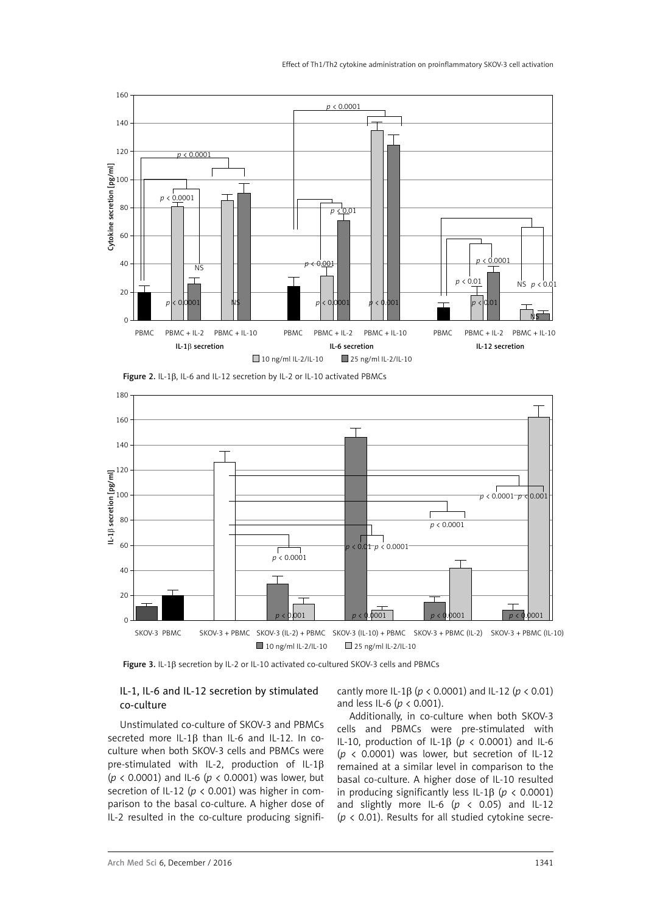Figure 2. IL-1β, IL-6 and IL-12 secretion by IL-2 or IL-10 activated PBMCs

Figure 3. IL-1β secretion by IL-2 or IL-10 activated co-cultured SKOV-3 cells and PBMCs

## IL-1, IL-6 and IL-12 secretion by stimulated co-culture

Unstimulated co-culture of SKOV-3 and PBMCs secreted more IL-1β than IL-6 and IL-12. In co-culture when both SKOV-3 cells and PBMCs were pre-stimulated with IL-2, production of IL-1β ($p < 0.0001$) and IL-6 ($p < 0.0001$) was lower, but secretion of IL-12 ($p < 0.001$) was higher in comparison to the basal co-culture. A higher dose of IL-2 resulted in the co-culture producing significantly more IL-1β ($p < 0.0001$) and IL-12 ($p < 0.01$) and less IL-6 ($p < 0.001$).

Additionally, in co-culture when both SKOV-3 cells and PBMCs were pre-stimulated with IL-10, production of IL-1β ($p < 0.0001$) and IL-6 ($p < 0.0001$) was lower, but secretion of IL-12 remained at a similar level in comparison to the basal co-culture. A higher dose of IL-10 resulted in producing significantly less IL-1β ($p < 0.0001$) and slightly more IL-6 ($p < 0.05$) and IL-12 ($p < 0.01$). Results for all studied cytokine secre-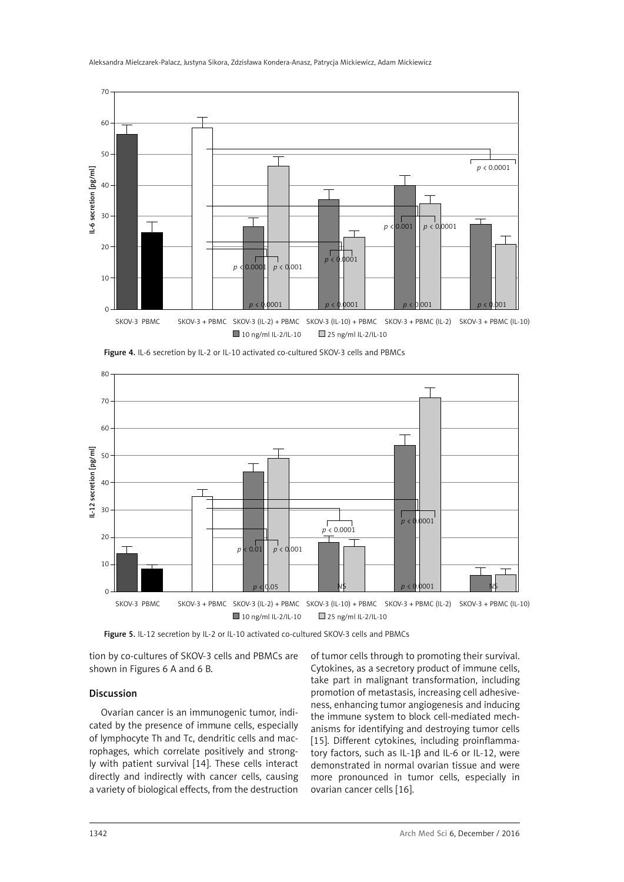Figure 4. IL-6 secretion by IL-2 or IL-10 activated co-cultured SKOV-3 cells and PBMCs

Figure 5. IL-12 secretion by IL-2 or IL-10 activated co-cultured SKOV-3 cells and PBMCs

tion by co-cultures of SKOV-3 cells and PBMCs are shown in Figures 6 A and 6 B.

## Discussion

Ovarian cancer is an immunogenic tumor, indicated by the presence of immune cells, especially of lymphocyte Th and Tc, dendritic cells and macrophages, which correlate positively and strongly with patient survival [14]. These cells interact directly and indirectly with cancer cells, causing a variety of biological effects, from the destruction of tumor cells through to promoting their survival. Cytokines, as a secretory product of immune cells, take part in malignant transformation, including promotion of metastasis, increasing cell adhesiveness, enhancing tumor angiogenesis and inducing the immune system to block cell-mediated mechanisms for identifying and destroying tumor cells [15]. Different cytokines, including proinflammatory factors, such as IL-1β and IL-6 or IL-12, were demonstrated in normal ovarian tissue and were more pronounced in tumor cells, especially in ovarian cancer cells [16].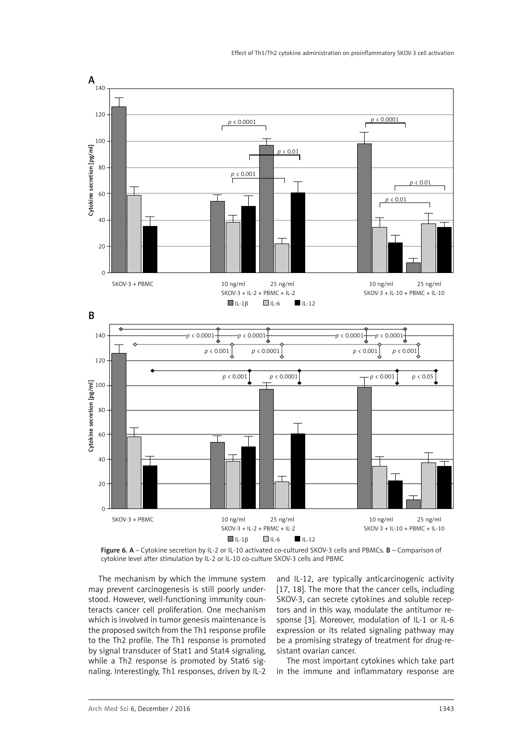Figure 6. A – Cytokine secretion by IL-2 or IL-10 activated co-cultured SKOV-3 cells and PBMCs. B – Comparison of cytokine level after stimulation by IL-2 or IL-10 co-culture SKOV-3 cells and PBMC

The mechanism by which the immune system may prevent carcinogenesis is still poorly understood. However, well-functioning immunity counteracts cancer cell proliferation. One mechanism which is involved in tumor genesis maintenance is the proposed switch from the Th1 response profile to the Th2 profile. The Th1 response is promoted by signal transducer of Stat1 and Stat4 signaling, while a Th2 response is promoted by Stat6 signaling. Interestingly, Th1 responses, driven by IL-2 and IL-12, are typically anticarcinogenic activity [17, 18]. The more that the cancer cells, including SKOV-3, can secrete cytokines and soluble receptors and in this way, modulate the antitumor response [3]. Moreover, modulation of IL-1 or IL-6 expression or its related signaling pathway may be a promising strategy of treatment for drug-resistant ovarian cancer.

The most important cytokines which take part in the immune and inflammatory response are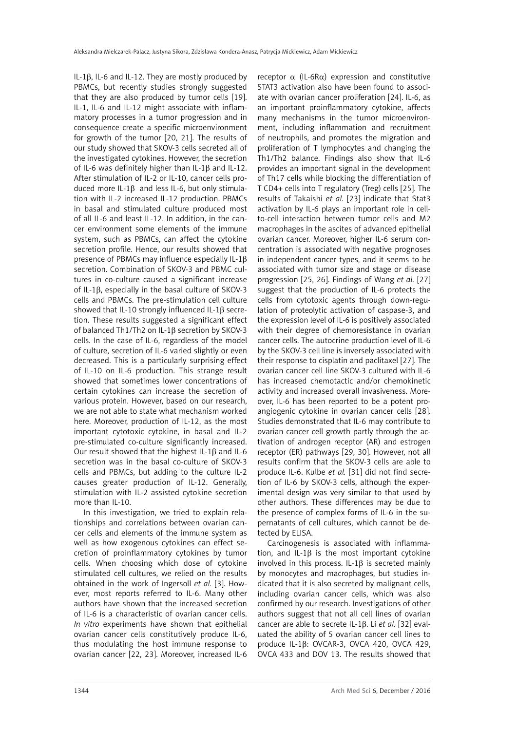IL-1β, IL-6 and IL-12. They are mostly produced by PBMCs, but recently studies strongly suggested that they are also produced by tumor cells [19]. IL-1, IL-6 and IL-12 might associate with inflammatory processes in a tumor progression and in consequence create a specific microenvironment for growth of the tumor [20, 21]. The results of our study showed that SKOV-3 cells secreted all of the investigated cytokines. However, the secretion of IL-6 was definitely higher than IL-1β and IL-12. After stimulation of IL-2 or IL-10, cancer cells produced more IL-1β and less IL-6, but only stimulation with IL-2 increased IL-12 production. PBMCs in basal and stimulated culture produced most of all IL-6 and least IL-12. In addition, in the cancer environment some elements of the immune system, such as PBMCs, can affect the cytokine secretion profile. Hence, our results showed that presence of PBMCs may influence especially IL-1β secretion. Combination of SKOV-3 and PBMC cultures in co-culture caused a significant increase of IL-1β, especially in the basal culture of SKOV-3 cells and PBMCs. The pre-stimulation cell culture showed that IL-10 strongly influenced IL-1β secretion. These results suggested a significant effect of balanced Th1/Th2 on IL-1β secretion by SKOV-3 cells. In the case of IL-6, regardless of the model of culture, secretion of IL-6 varied slightly or even decreased. This is a particularly surprising effect of IL-10 on IL-6 production. This strange result showed that sometimes lower concentrations of certain cytokines can increase the secretion of various protein. However, based on our research, we are not able to state what mechanism worked here. Moreover, production of IL-12, as the most important cytotoxic cytokine, in basal and IL-2 pre-stimulated co-culture significantly increased. Our result showed that the highest IL-1β and IL-6 secretion was in the basal co-culture of SKOV-3 cells and PBMCs, but adding to the culture IL-2 causes greater production of IL-12. Generally, stimulation with IL-2 assisted cytokine secretion more than IL-10.

In this investigation, we tried to explain relationships and correlations between ovarian cancer cells and elements of the immune system as well as how exogenous cytokines can effect secretion of proinflammatory cytokines by tumor cells. When choosing which dose of cytokine stimulated cell cultures, we relied on the results obtained in the work of Ingersoll *et al.* [3]. However, most reports referred to IL-6. Many other authors have shown that the increased secretion of IL-6 is a characteristic of ovarian cancer cells. *In vitro* experiments have shown that epithelial ovarian cancer cells constitutively produce IL-6, thus modulating the host immune response to ovarian cancer [22, 23]. Moreover, increased IL-6 receptor α (IL-6Rα) expression and constitutive STAT3 activation also have been found to associate with ovarian cancer proliferation [24]. IL-6, as an important proinflammatory cytokine, affects many mechanisms in the tumor microenvironment, including inflammation and recruitment of neutrophils, and promotes the migration and proliferation of T lymphocytes and changing the Th1/Th2 balance. Findings also show that IL-6 provides an important signal in the development of Th17 cells while blocking the differentiation of T CD4+ cells into T regulatory (Treg) cells [25]. The results of Takaishi *et al.* [23] indicate that Stat3 activation by IL-6 plays an important role in cell-to-cell interaction between tumor cells and M2 macrophages in the ascites of advanced epithelial ovarian cancer. Moreover, higher IL-6 serum concentration is associated with negative prognoses in independent cancer types, and it seems to be associated with tumor size and stage or disease progression [25, 26]. Findings of Wang *et al.* [27] suggest that the production of IL-6 protects the cells from cytotoxic agents through down-regulation of proteolytic activation of caspase-3, and the expression level of IL-6 is positively associated with their degree of chemoresistance in ovarian cancer cells. The autocrine production level of IL-6 by the SKOV-3 cell line is inversely associated with their response to cisplatin and paclitaxel [27]. The ovarian cancer cell line SKOV-3 cultured with IL-6 has increased chemotactic and/or chemokinetic activity and increased overall invasiveness. Moreover, IL-6 has been reported to be a potent proangiogenic cytokine in ovarian cancer cells [28]. Studies demonstrated that IL-6 may contribute to ovarian cancer cell growth partly through the activation of androgen receptor (AR) and estrogen receptor (ER) pathways [29, 30]. However, not all results confirm that the SKOV-3 cells are able to produce IL-6. Kulbe *et al.* [31] did not find secretion of IL-6 by SKOV-3 cells, although the experimental design was very similar to that used by other authors. These differences may be due to the presence of complex forms of IL-6 in the supernatants of cell cultures, which cannot be detected by ELISA.

Carcinogenesis is associated with inflammation, and IL-1β is the most important cytokine involved in this process. IL-1β is secreted mainly by monocytes and macrophages, but studies indicated that it is also secreted by malignant cells, including ovarian cancer cells, which was also confirmed by our research. Investigations of other authors suggest that not all cell lines of ovarian cancer are able to secrete IL-1β. Li *et al.* [32] evaluated the ability of 5 ovarian cancer cell lines to produce IL-1β: OVCAR-3, OVCA 420, OVCA 429, OVCA 433 and DOV 13. The results showed that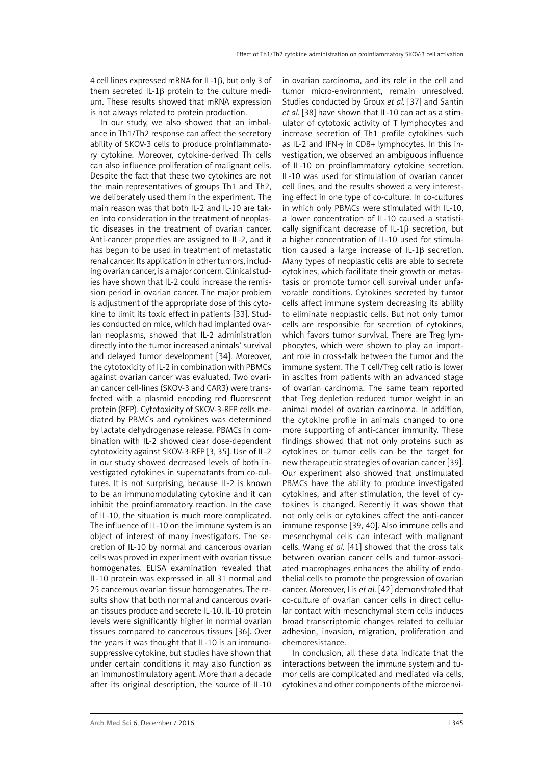4 cell lines expressed mRNA for IL-1β, but only 3 of them secreted IL-1β protein to the culture medium. These results showed that mRNA expression is not always related to protein production.

In our study, we also showed that an imbalance in Th1/Th2 response can affect the secretory ability of SKOV-3 cells to produce proinflammatory cytokine. Moreover, cytokine-derived Th cells can also influence proliferation of malignant cells. Despite the fact that these two cytokines are not the main representatives of groups Th1 and Th2, we deliberately used them in the experiment. The main reason was that both IL-2 and IL-10 are taken into consideration in the treatment of neoplastic diseases in the treatment of ovarian cancer. Anti-cancer properties are assigned to IL-2, and it has begun to be used in treatment of metastatic renal cancer. Its application in other tumors, including ovarian cancer, is a major concern. Clinical studies have shown that IL-2 could increase the remission period in ovarian cancer. The major problem is adjustment of the appropriate dose of this cytokine to limit its toxic effect in patients [33]. Studies conducted on mice, which had implanted ovarian neoplasms, showed that IL-2 administration directly into the tumor increased animals' survival and delayed tumor development [34]. Moreover, the cytotoxicity of IL-2 in combination with PBMCs against ovarian cancer was evaluated. Two ovarian cancer cell-lines (SKOV-3 and CAR3) were transfected with a plasmid encoding red fluorescent protein (RFP). Cytotoxicity of SKOV-3-RFP cells mediated by PBMCs and cytokines was determined by lactate dehydrogenase release. PBMCs in combination with IL-2 showed clear dose-dependent cytotoxicity against SKOV-3-RFP [3, 35]. Use of IL-2 in our study showed decreased levels of both investigated cytokines in supernatants from co-cultures. It is not surprising, because IL-2 is known to be an immunomodulating cytokine and it can inhibit the proinflammatory reaction. In the case of IL-10, the situation is much more complicated. The influence of IL-10 on the immune system is an object of interest of many investigators. The secretion of IL-10 by normal and cancerous ovarian cells was proved in experiment with ovarian tissue homogenates. ELISA examination revealed that IL-10 protein was expressed in all 31 normal and 25 cancerous ovarian tissue homogenates. The results show that both normal and cancerous ovarian tissues produce and secrete IL-10. IL-10 protein levels were significantly higher in normal ovarian tissues compared to cancerous tissues [36]. Over the years it was thought that IL-10 is an immunosuppressive cytokine, but studies have shown that under certain conditions it may also function as an immunostimulatory agent. More than a decade after its original description, the source of IL-10 in ovarian carcinoma, and its role in the cell and tumor micro-environment, remain unresolved. Studies conducted by Groux *et al.* [37] and Santin *et al.* [38] have shown that IL-10 can act as a stimulator of cytotoxic activity of T lymphocytes and increase secretion of Th1 profile cytokines such as IL-2 and IFN-γ in CD8+ lymphocytes. In this investigation, we observed an ambiguous influence of IL-10 on proinflammatory cytokine secretion. IL-10 was used for stimulation of ovarian cancer cell lines, and the results showed a very interesting effect in one type of co-culture. In co-cultures in which only PBMCs were stimulated with IL-10, a lower concentration of IL-10 caused a statistically significant decrease of IL-1β secretion, but a higher concentration of IL-10 used for stimulation caused a large increase of IL-1β secretion. Many types of neoplastic cells are able to secrete cytokines, which facilitate their growth or metastasis or promote tumor cell survival under unfavorable conditions. Cytokines secreted by tumor cells affect immune system decreasing its ability to eliminate neoplastic cells. But not only tumor cells are responsible for secretion of cytokines, which favors tumor survival. There are Treg lymphocytes, which were shown to play an important role in cross-talk between the tumor and the immune system. The T cell/Treg cell ratio is lower in ascites from patients with an advanced stage of ovarian carcinoma. The same team reported that Treg depletion reduced tumor weight in an animal model of ovarian carcinoma. In addition, the cytokine profile in animals changed to one more supporting of anti-cancer immunity. These findings showed that not only proteins such as cytokines or tumor cells can be the target for new therapeutic strategies of ovarian cancer [39]. Our experiment also showed that unstimulated PBMCs have the ability to produce investigated cytokines, and after stimulation, the level of cytokines is changed. Recently it was shown that not only cells or cytokines affect the anti-cancer immune response [39, 40]. Also immune cells and mesenchymal cells can interact with malignant cells. Wang *et al.* [41] showed that the cross talk between ovarian cancer cells and tumor-associated macrophages enhances the ability of endothelial cells to promote the progression of ovarian cancer. Moreover, Lis *et al.* [42] demonstrated that co-culture of ovarian cancer cells in direct cellular contact with mesenchymal stem cells induces broad transcriptomic changes related to cellular adhesion, invasion, migration, proliferation and chemoresistance.

In conclusion, all these data indicate that the interactions between the immune system and tumor cells are complicated and mediated via cells, cytokines and other components of the microenvi-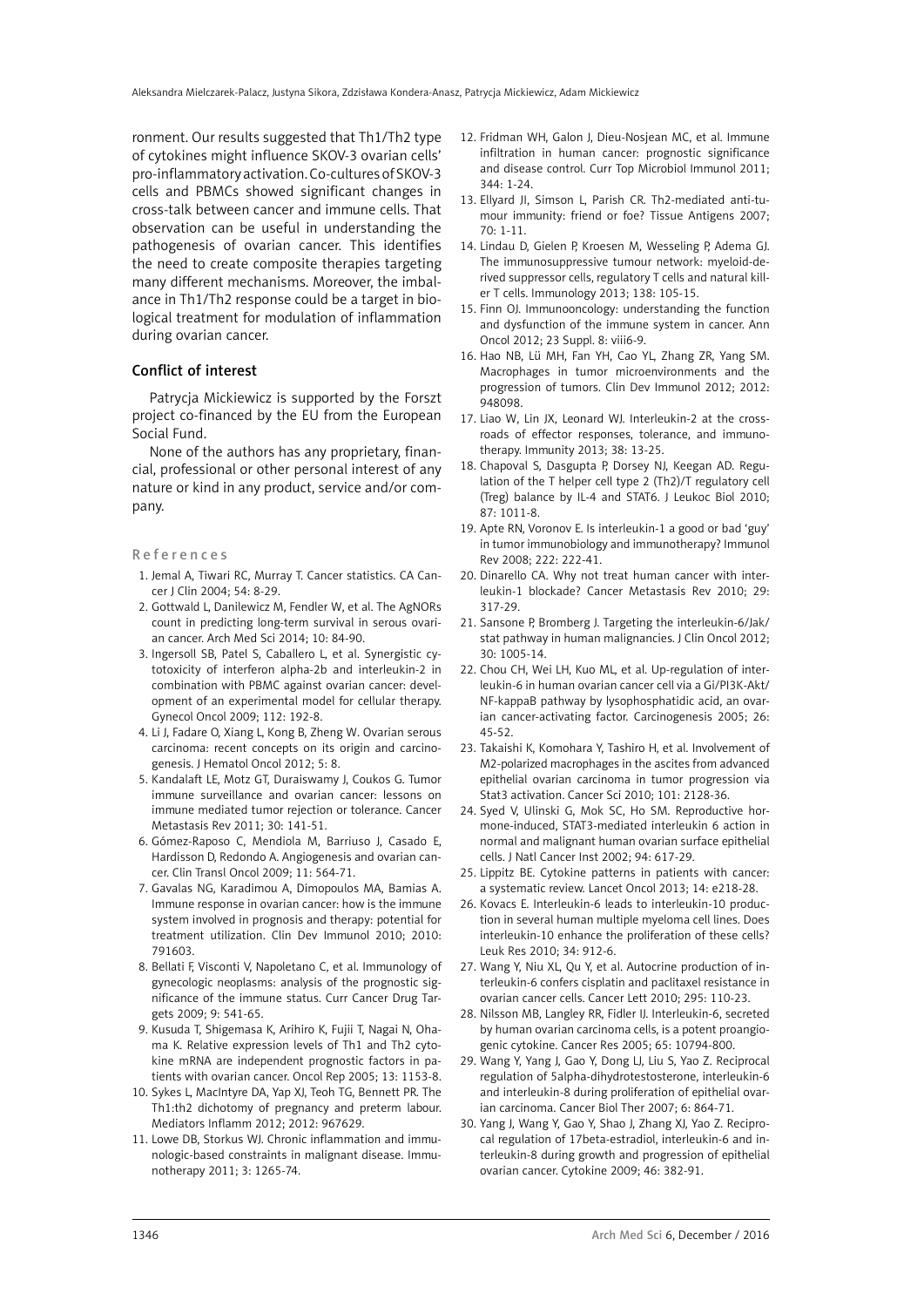ronment. Our results suggested that Th1/Th2 type of cytokines might influence SKOV-3 ovarian cells' pro-inflammatory activation. Co-cultures of SKOV-3 cells and PBMCs showed significant changes in cross-talk between cancer and immune cells. That observation can be useful in understanding the pathogenesis of ovarian cancer. This identifies the need to create composite therapies targeting many different mechanisms. Moreover, the imbalance in Th1/Th2 response could be a target in biological treatment for modulation of inflammation during ovarian cancer.

## Conflict of interest

Patrycja Mickiewicz is supported by the Forszt project co-financed by the EU from the European Social Fund.

None of the authors has any proprietary, financial, professional or other personal interest of any nature or kind in any product, service and/or company.

## References

1. Jemal A, Tiwari RC, Murray T. Cancer statistics. CA Cancer J Clin 2004; 54: 8-29.
2. Gottwald L, Danilewicz M, Fendler W, et al. The AgNORs count in predicting long-term survival in serous ovarian cancer. Arch Med Sci 2014; 10: 84-90.
3. Ingersoll SB, Patel S, Caballero L, et al. Synergistic cytotoxicity of interferon alpha-2b and interleukin-2 in combination with PBMC against ovarian cancer: development of an experimental model for cellular therapy. Gynecol Oncol 2009; 112: 192-8.
4. Li J, Fadare O, Xiang L, Kong B, Zheng W. Ovarian serous carcinoma: recent concepts on its origin and carcinogenesis. J Hematol Oncol 2012; 5: 8.
5. Kandalaft LE, Motz GT, Duraiswamy J, Coukos G. Tumor immune surveillance and ovarian cancer: lessons on immune mediated tumor rejection or tolerance. Cancer Metastasis Rev 2011; 30: 141-51.
6. Gómez-Raposo C, Mendiola M, Barriuso J, Casado E, Hardisson D, Redondo A. Angiogenesis and ovarian cancer. Clin Transl Oncol 2009; 11: 564-71.
7. Gavalas NG, Karadimou A, Dimopoulos MA, Bamias A. Immune response in ovarian cancer: how is the immune system involved in prognosis and therapy: potential for treatment utilization. Clin Dev Immunol 2010; 2010: 791603.
8. Bellati F, Visconti V, Napoletano C, et al. Immunology of gynecologic neoplasms: analysis of the prognostic significance of the immune status. Curr Cancer Drug Targets 2009; 9: 541-65.
9. Kusuda T, Shigemasa K, Arihiro K, Fujii T, Nagai N, Ohama K. Relative expression levels of Th1 and Th2 cytokine mRNA are independent prognostic factors in patients with ovarian cancer. Oncol Rep 2005; 13: 1153-8.
10. Sykes L, MacIntyre DA, Yap XJ, Teoh TG, Bennett PR. The Th1:th2 dichotomy of pregnancy and preterm labour. Mediators Inflamm 2012; 2012: 967629.
11. Lowe DB, Storkus WJ. Chronic inflammation and immunologic-based constraints in malignant disease. Immunotherapy 2011; 3: 1265-74.
12. Fridman WH, Galon J, Dieu-Nosjean MC, et al. Immune infiltration in human cancer: prognostic significance and disease control. Curr Top Microbiol Immunol 2011; 344: 1-24.
13. Ellyard JI, Simson L, Parish CR. Th2-mediated anti-tumour immunity: friend or foe? Tissue Antigens 2007; 70: 1-11.
14. Lindau D, Gielen P, Kroesen M, Wesseling P, Adema GJ. The immunosuppressive tumour network: myeloid-derived suppressor cells, regulatory T cells and natural killer T cells. Immunology 2013; 138: 105-15.
15. Finn OJ. Immunooncology: understanding the function and dysfunction of the immune system in cancer. Ann Oncol 2012; 23 Suppl. 8: viii6-9.
16. Hao NB, Lü MH, Fan YH, Cao YL, Zhang ZR, Yang SM. Macrophages in tumor microenvironments and the progression of tumors. Clin Dev Immunol 2012; 2012: 948098.
17. Liao W, Lin JX, Leonard WJ. Interleukin-2 at the crossroads of effector responses, tolerance, and immunotherapy. Immunity 2013; 38: 13-25.
18. Chapoval S, Dasgupta P, Dorsey NJ, Keegan AD. Regulation of the T helper cell type 2 (Th2)/T regulatory cell (Treg) balance by IL-4 and STAT6. J Leukoc Biol 2010; 87: 1011-8.
19. Apte RN, Voronov E. Is interleukin-1 a good or bad 'guy' in tumor immunobiology and immunotherapy? Immunol Rev 2008; 222: 222-41.
20. Dinarello CA. Why not treat human cancer with interleukin-1 blockade? Cancer Metastasis Rev 2010; 29: 317-29.
21. Sansone P, Bromberg J. Targeting the interleukin-6/Jak/stat pathway in human malignancies. J Clin Oncol 2012; 30: 1005-14.
22. Chou CH, Wei LH, Kuo ML, et al. Up-regulation of interleukin-6 in human ovarian cancer cell via a Gi/PI3K-Akt/NF-kappaB pathway by lysophosphatidic acid, an ovarian cancer-activating factor. Carcinogenesis 2005; 26: 45-52.
23. Takaishi K, Komohara Y, Tashiro H, et al. Involvement of M2-polarized macrophages in the ascites from advanced epithelial ovarian carcinoma in tumor progression via Stat3 activation. Cancer Sci 2010; 101: 2128-36.
24. Syed V, Ulinski G, Mok SC, Ho SM. Reproductive hormone-induced, STAT3-mediated interleukin 6 action in normal and malignant human ovarian surface epithelial cells. J Natl Cancer Inst 2002; 94: 617-29.
25. Lippitz BE. Cytokine patterns in patients with cancer: a systematic review. Lancet Oncol 2013; 14: e218-28.
26. Kovacs E. Interleukin-6 leads to interleukin-10 production in several human multiple myeloma cell lines. Does interleukin-10 enhance the proliferation of these cells? Leuk Res 2010; 34: 912-6.
27. Wang Y, Niu XL, Qu Y, et al. Autocrine production of interleukin-6 confers cisplatin and paclitaxel resistance in ovarian cancer cells. Cancer Lett 2010; 295: 110-23.
28. Nilsson MB, Langley RR, Fidler IJ. Interleukin-6, secreted by human ovarian carcinoma cells, is a potent proangiogenic cytokine. Cancer Res 2005; 65: 10794-800.
29. Wang Y, Yang J, Gao Y, Dong LJ, Liu S, Yao Z. Reciprocal regulation of 5alpha-dihydrotestosterone, interleukin-6 and interleukin-8 during proliferation of epithelial ovarian carcinoma. Cancer Biol Ther 2007; 6: 864-71.
30. Yang J, Wang Y, Gao Y, Shao J, Zhang XJ, Yao Z. Reciprocal regulation of 17beta-estradiol, interleukin-6 and interleukin-8 during growth and progression of epithelial ovarian cancer. Cytokine 2009; 46: 382-91.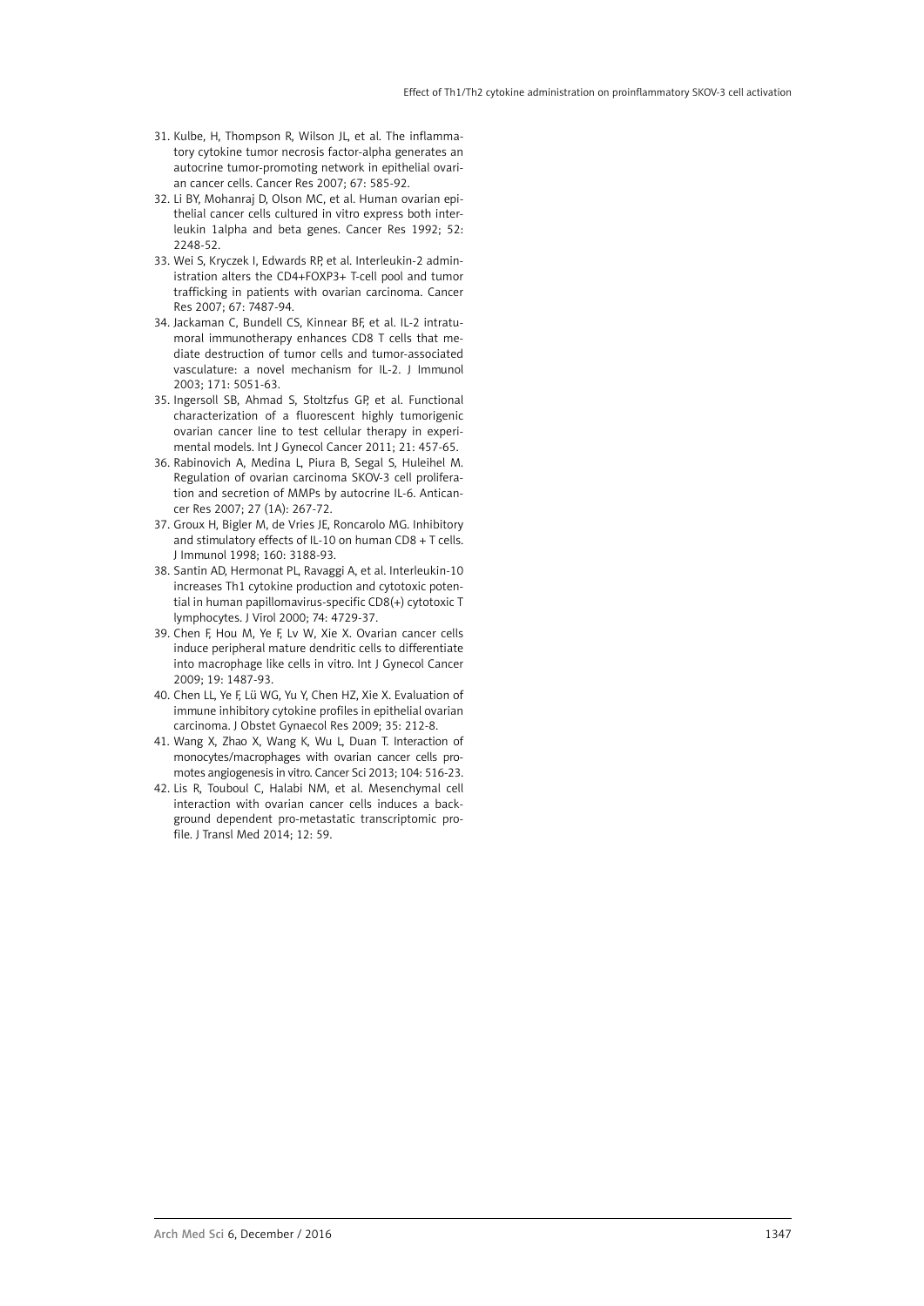31. Kulbe, H, Thompson R, Wilson JL, et al. The inflammatory cytokine tumor necrosis factor-alpha generates an autocrine tumor-promoting network in epithelial ovarian cancer cells. Cancer Res 2007; 67: 585-92.
32. Li BY, Mohanraj D, Olson MC, et al. Human ovarian epithelial cancer cells cultured in vitro express both interleukin 1alpha and beta genes. Cancer Res 1992; 52: 2248-52.
33. Wei S, Kryczek I, Edwards RP, et al. Interleukin-2 administration alters the CD4+FOXP3+ T-cell pool and tumor trafficking in patients with ovarian carcinoma. Cancer Res 2007; 67: 7487-94.
34. Jackaman C, Bundell CS, Kinnear BF, et al. IL-2 intratumoral immunotherapy enhances CD8 T cells that mediate destruction of tumor cells and tumor-associated vasculature: a novel mechanism for IL-2. J Immunol 2003; 171: 5051-63.
35. Ingersoll SB, Ahmad S, Stoltzfus GP, et al. Functional characterization of a fluorescent highly tumorigenic ovarian cancer line to test cellular therapy in experimental models. Int J Gynecol Cancer 2011; 21: 457-65.
36. Rabinovich A, Medina L, Piura B, Segal S, Huleihel M. Regulation of ovarian carcinoma SKOV-3 cell proliferation and secretion of MMPs by autocrine IL-6. Anticancer Res 2007; 27 (1A): 267-72.
37. Groux H, Bigler M, de Vries JE, Roncarolo MG. Inhibitory and stimulatory effects of IL-10 on human CD8 + T cells. J Immunol 1998; 160: 3188-93.
38. Santin AD, Hermonat PL, Ravaggi A, et al. Interleukin-10 increases Th1 cytokine production and cytotoxic potential in human papillomavirus-specific CD8(+) cytotoxic T lymphocytes. J Virol 2000; 74: 4729-37.
39. Chen F, Hou M, Ye F, Lv W, Xie X. Ovarian cancer cells induce peripheral mature dendritic cells to differentiate into macrophage like cells in vitro. Int J Gynecol Cancer 2009; 19: 1487-93.
40. Chen LL, Ye F, Lü WG, Yu Y, Chen HZ, Xie X. Evaluation of immune inhibitory cytokine profiles in epithelial ovarian carcinoma. J Obstet Gynaecol Res 2009; 35: 212-8.
41. Wang X, Zhao X, Wang K, Wu L, Duan T. Interaction of monocytes/macrophages with ovarian cancer cells promotes angiogenesis in vitro. Cancer Sci 2013; 104: 516-23.
42. Lis R, Touboul C, Halabi NM, et al. Mesenchymal cell interaction with ovarian cancer cells induces a background dependent pro-metastatic transcriptomic profile. J Transl Med 2014; 12: 59.